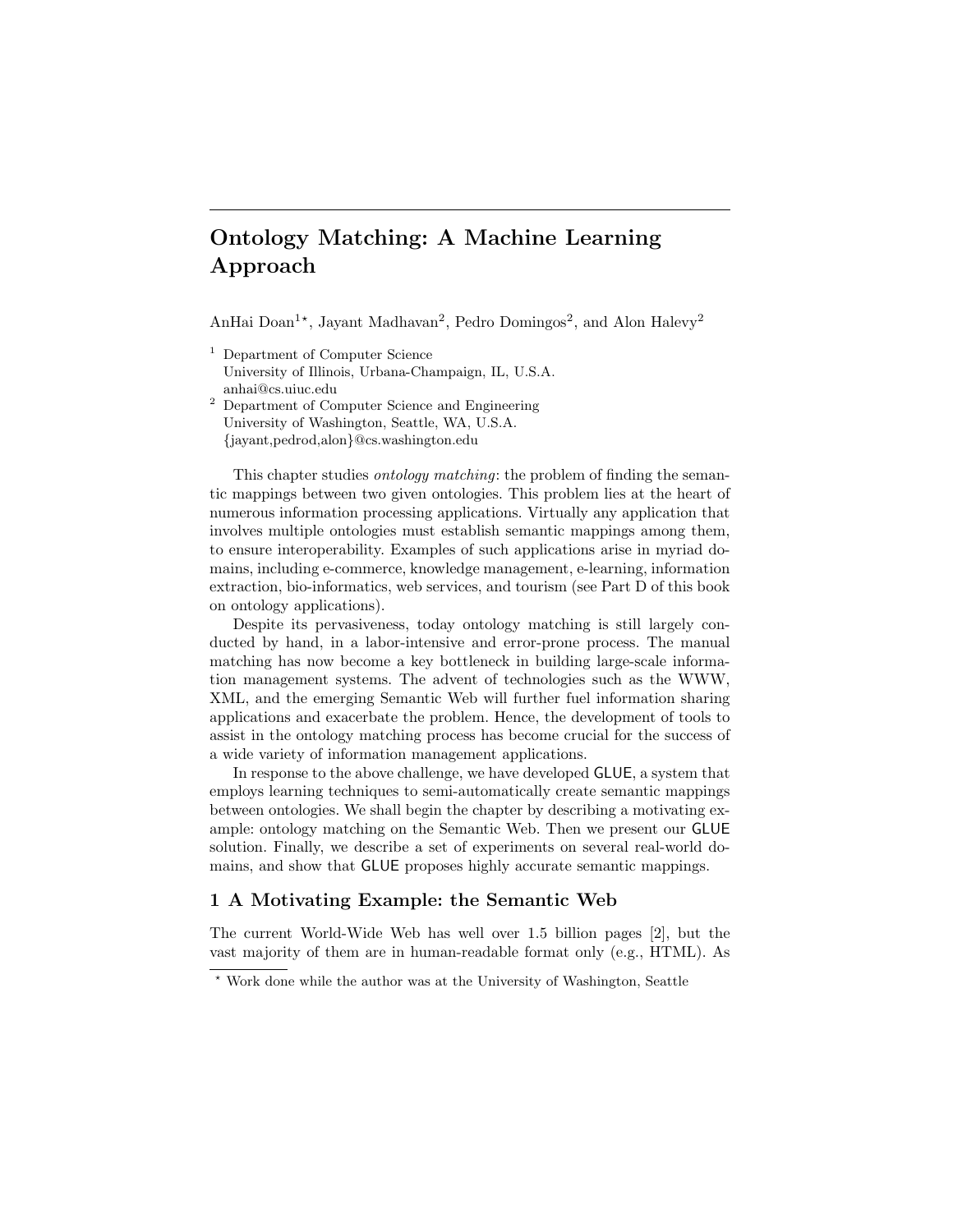# Ontology Matching: A Machine Learning Approach

AnHai Doan[1*], Jayant Madhavan[2], Pedro Domingos[2], and Alon Halevy[2]

[1] Department of Computer Science
University of Illinois, Urbana-Champaign, IL, U.S.A.
anhai@cs.uiuc.edu

[2] Department of Computer Science and Engineering
University of Washington, Seattle, WA, U.S.A.
{jayant,pedrod,alon}@cs.washington.edu

This chapter studies *ontology matching*: the problem of finding the semantic mappings between two given ontologies. This problem lies at the heart of numerous information processing applications. Virtually any application that involves multiple ontologies must establish semantic mappings among them, to ensure interoperability. Examples of such applications arise in myriad domains, including e-commerce, knowledge management, e-learning, information extraction, bio-informatics, web services, and tourism (see Part D of this book on ontology applications).

Despite its pervasiveness, today ontology matching is still largely conducted by hand, in a labor-intensive and error-prone process. The manual matching has now become a key bottleneck in building large-scale information management systems. The advent of technologies such as the WWW, XML, and the emerging Semantic Web will further fuel information sharing applications and exacerbate the problem. Hence, the development of tools to assist in the ontology matching process has become crucial for the success of a wide variety of information management applications.

In response to the above challenge, we have developed GLUE, a system that employs learning techniques to semi-automatically create semantic mappings between ontologies. We shall begin the chapter by describing a motivating example: ontology matching on the Semantic Web. Then we present our GLUE solution. Finally, we describe a set of experiments on several real-world domains, and show that GLUE proposes highly accurate semantic mappings.

## 1 A Motivating Example: the Semantic Web

The current World-Wide Web has well over 1.5 billion pages [2], but the vast majority of them are in human-readable format only (e.g., HTML). As

[*] Work done while the author was at the University of Washington, Seattle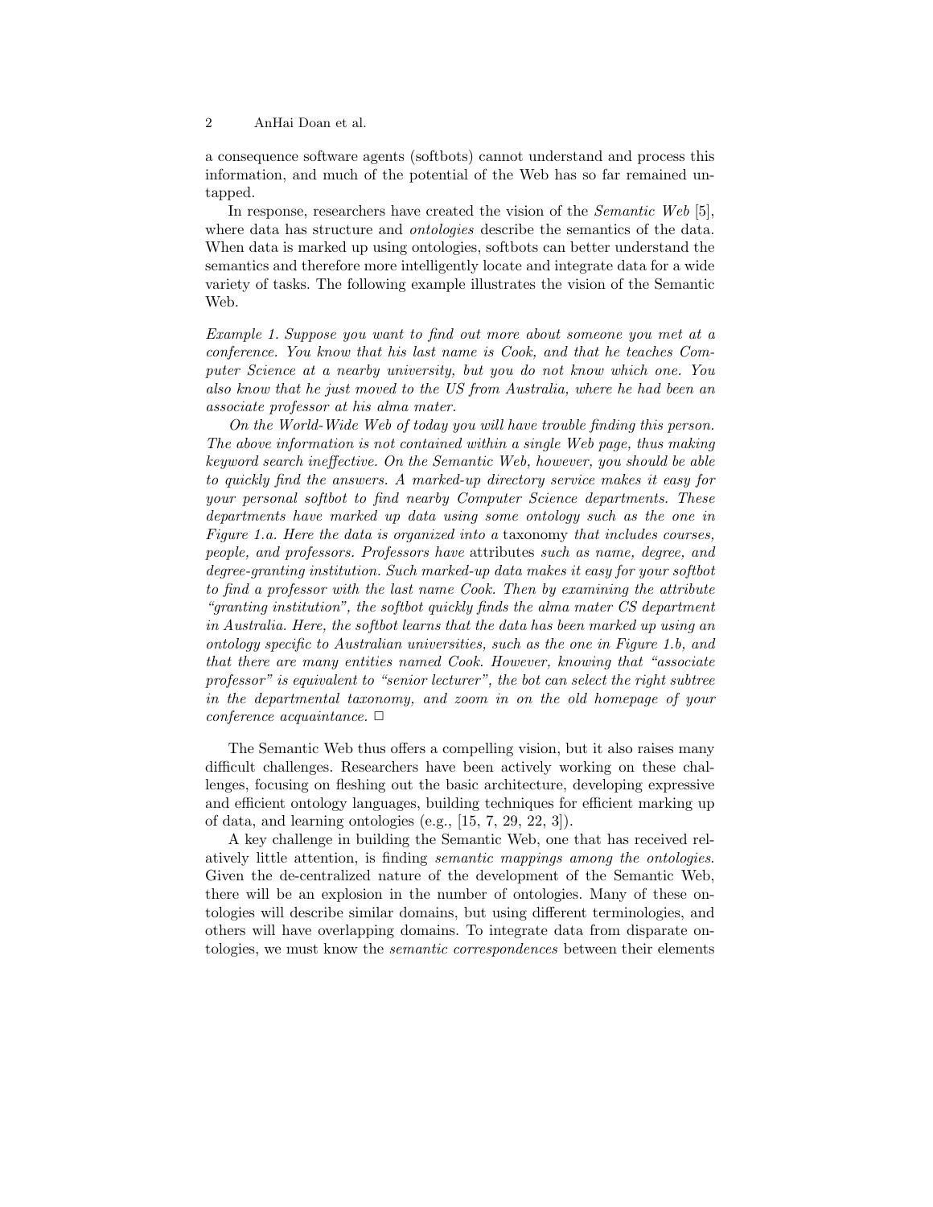a consequence software agents (softbots) cannot understand and process this information, and much of the potential of the Web has so far remained untapped.

In response, researchers have created the vision of the *Semantic Web* [5], where data has structure and *ontologies* describe the semantics of the data. When data is marked up using ontologies, softbots can better understand the semantics and therefore more intelligently locate and integrate data for a wide variety of tasks. The following example illustrates the vision of the Semantic Web.

*Example 1. Suppose you want to find out more about someone you met at a conference. You know that his last name is Cook, and that he teaches Computer Science at a nearby university, but you do not know which one. You also know that he just moved to the US from Australia, where he had been an associate professor at his alma mater.*

*On the World-Wide Web of today you will have trouble finding this person. The above information is not contained within a single Web page, thus making keyword search ineffective. On the Semantic Web, however, you should be able to quickly find the answers. A marked-up directory service makes it easy for your personal softbot to find nearby Computer Science departments. These departments have marked up data using some ontology such as the one in Figure 1.a. Here the data is organized into a* taxonomy *that includes courses, people, and professors. Professors have* attributes *such as name, degree, and degree-granting institution. Such marked-up data makes it easy for your softbot to find a professor with the last name Cook. Then by examining the attribute "granting institution", the softbot quickly finds the alma mater CS department in Australia. Here, the softbot learns that the data has been marked up using an ontology specific to Australian universities, such as the one in Figure 1.b, and that there are many entities named Cook. However, knowing that "associate professor" is equivalent to "senior lecturer", the bot can select the right subtree in the departmental taxonomy, and zoom in on the old homepage of your conference acquaintance.* □

The Semantic Web thus offers a compelling vision, but it also raises many difficult challenges. Researchers have been actively working on these challenges, focusing on fleshing out the basic architecture, developing expressive and efficient ontology languages, building techniques for efficient marking up of data, and learning ontologies (e.g., [15, 7, 29, 22, 3]).

A key challenge in building the Semantic Web, one that has received relatively little attention, is finding *semantic mappings among the ontologies*. Given the de-centralized nature of the development of the Semantic Web, there will be an explosion in the number of ontologies. Many of these ontologies will describe similar domains, but using different terminologies, and others will have overlapping domains. To integrate data from disparate ontologies, we must know the *semantic correspondences* between their elements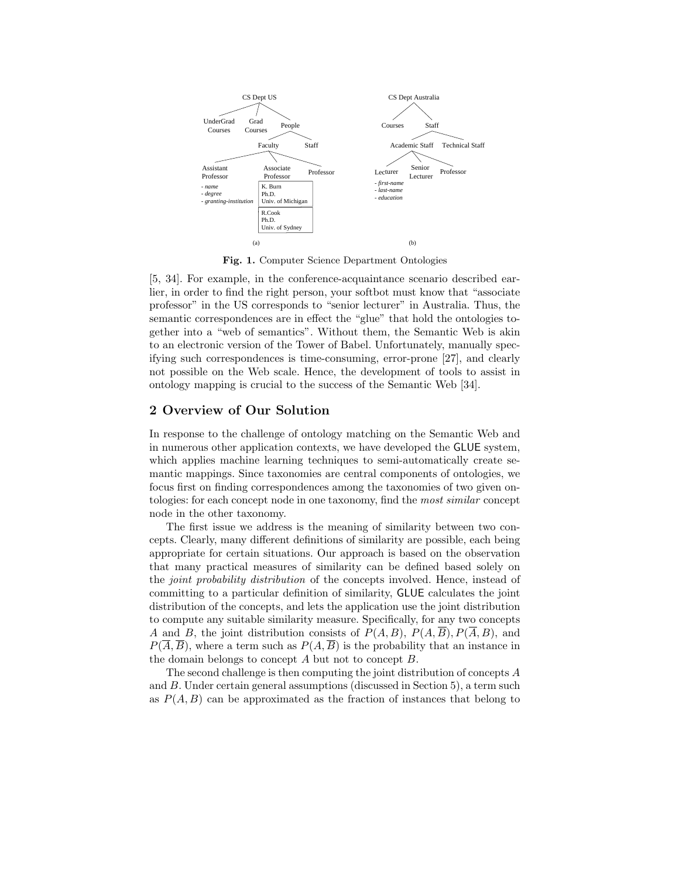Fig. 1. Computer Science Department Ontologies

[5, 34]. For example, in the conference-acquaintance scenario described earlier, in order to find the right person, your softbot must know that "associate professor" in the US corresponds to "senior lecturer" in Australia. Thus, the semantic correspondences are in effect the "glue" that hold the ontologies together into a "web of semantics". Without them, the Semantic Web is akin to an electronic version of the Tower of Babel. Unfortunately, manually specifying such correspondences is time-consuming, error-prone [27], and clearly not possible on the Web scale. Hence, the development of tools to assist in ontology mapping is crucial to the success of the Semantic Web [34].

## 2 Overview of Our Solution

In response to the challenge of ontology matching on the Semantic Web and in numerous other application contexts, we have developed the GLUE system, which applies machine learning techniques to semi-automatically create semantic mappings. Since taxonomies are central components of ontologies, we focus first on finding correspondences among the taxonomies of two given ontologies: for each concept node in one taxonomy, find the *most similar* concept node in the other taxonomy.

The first issue we address is the meaning of similarity between two concepts. Clearly, many different definitions of similarity are possible, each being appropriate for certain situations. Our approach is based on the observation that many practical measures of similarity can be defined based solely on the *joint probability distribution* of the concepts involved. Hence, instead of committing to a particular definition of similarity, GLUE calculates the joint distribution of the concepts, and lets the application use the joint distribution to compute any suitable similarity measure. Specifically, for any two concepts $A$ and $B$, the joint distribution consists of $P(A, B)$, $P(A, \overline{B})$, $P(\overline{A}, B)$, and $P(\overline{A}, \overline{B})$, where a term such as $P(A, \overline{B})$ is the probability that an instance in the domain belongs to concept $A$ but not to concept $B$.

The second challenge is then computing the joint distribution of concepts $A$ and $B$. Under certain general assumptions (discussed in Section 5), a term such as $P(A, B)$ can be approximated as the fraction of instances that belong to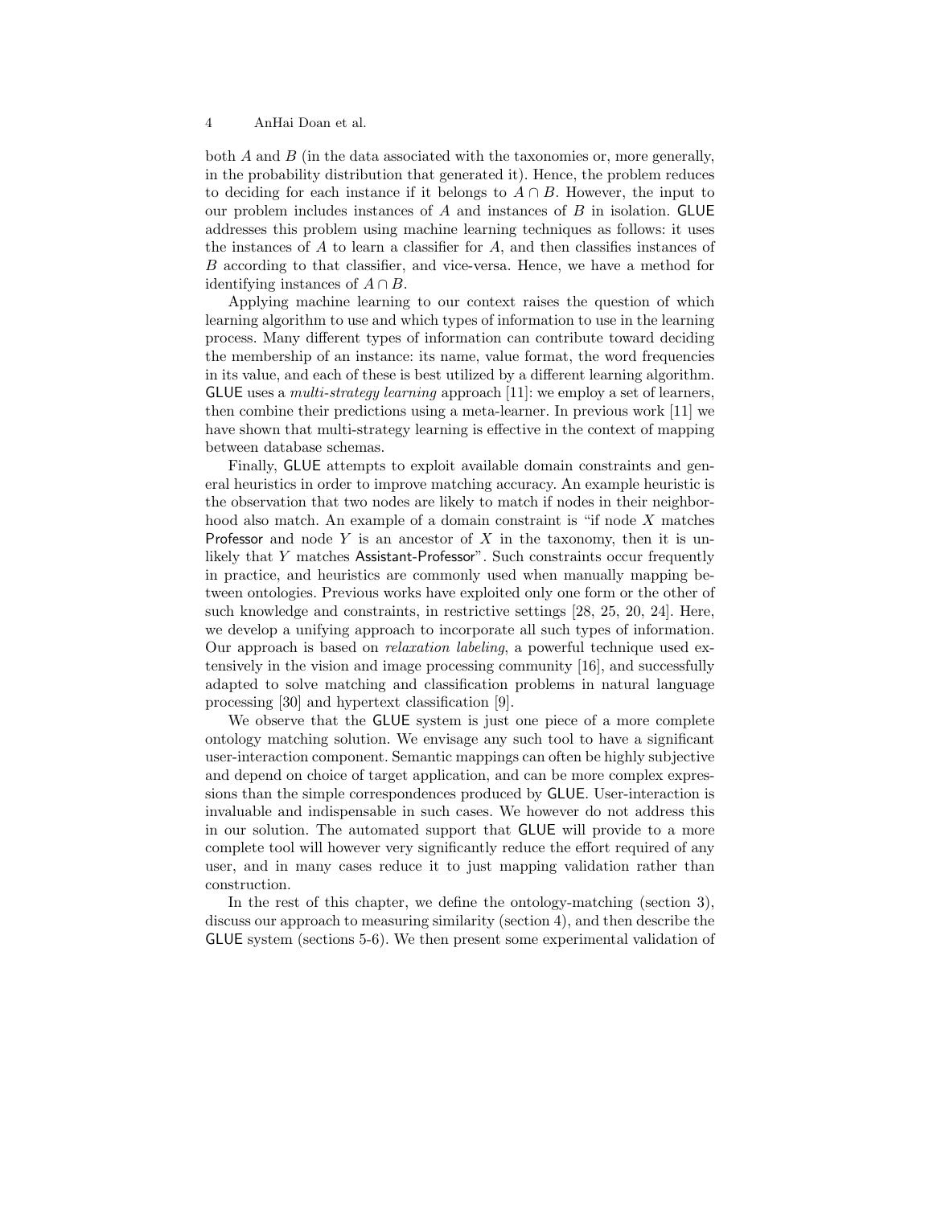both $A$ and $B$ (in the data associated with the taxonomies or, more generally, in the probability distribution that generated it). Hence, the problem reduces to deciding for each instance if it belongs to $A \cap B$. However, the input to our problem includes instances of $A$ and instances of $B$ in isolation. GLUE addresses this problem using machine learning techniques as follows: it uses the instances of $A$ to learn a classifier for $A$, and then classifies instances of $B$ according to that classifier, and vice-versa. Hence, we have a method for identifying instances of $A \cap B$.

Applying machine learning to our context raises the question of which learning algorithm to use and which types of information to use in the learning process. Many different types of information can contribute toward deciding the membership of an instance: its name, value format, the word frequencies in its value, and each of these is best utilized by a different learning algorithm. GLUE uses a *multi-strategy learning* approach [11]: we employ a set of learners, then combine their predictions using a meta-learner. In previous work [11] we have shown that multi-strategy learning is effective in the context of mapping between database schemas.

Finally, GLUE attempts to exploit available domain constraints and general heuristics in order to improve matching accuracy. An example heuristic is the observation that two nodes are likely to match if nodes in their neighborhood also match. An example of a domain constraint is "if node $X$ matches Professor and node $Y$ is an ancestor of $X$ in the taxonomy, then it is unlikely that $Y$ matches Assistant-Professor". Such constraints occur frequently in practice, and heuristics are commonly used when manually mapping between ontologies. Previous works have exploited only one form or the other of such knowledge and constraints, in restrictive settings [28, 25, 20, 24]. Here, we develop a unifying approach to incorporate all such types of information. Our approach is based on *relaxation labeling*, a powerful technique used extensively in the vision and image processing community [16], and successfully adapted to solve matching and classification problems in natural language processing [30] and hypertext classification [9].

We observe that the GLUE system is just one piece of a more complete ontology matching solution. We envisage any such tool to have a significant user-interaction component. Semantic mappings can often be highly subjective and depend on choice of target application, and can be more complex expressions than the simple correspondences produced by GLUE. User-interaction is invaluable and indispensable in such cases. We however do not address this in our solution. The automated support that GLUE will provide to a more complete tool will however very significantly reduce the effort required of any user, and in many cases reduce it to just mapping validation rather than construction.

In the rest of this chapter, we define the ontology-matching (section 3), discuss our approach to measuring similarity (section 4), and then describe the GLUE system (sections 5-6). We then present some experimental validation of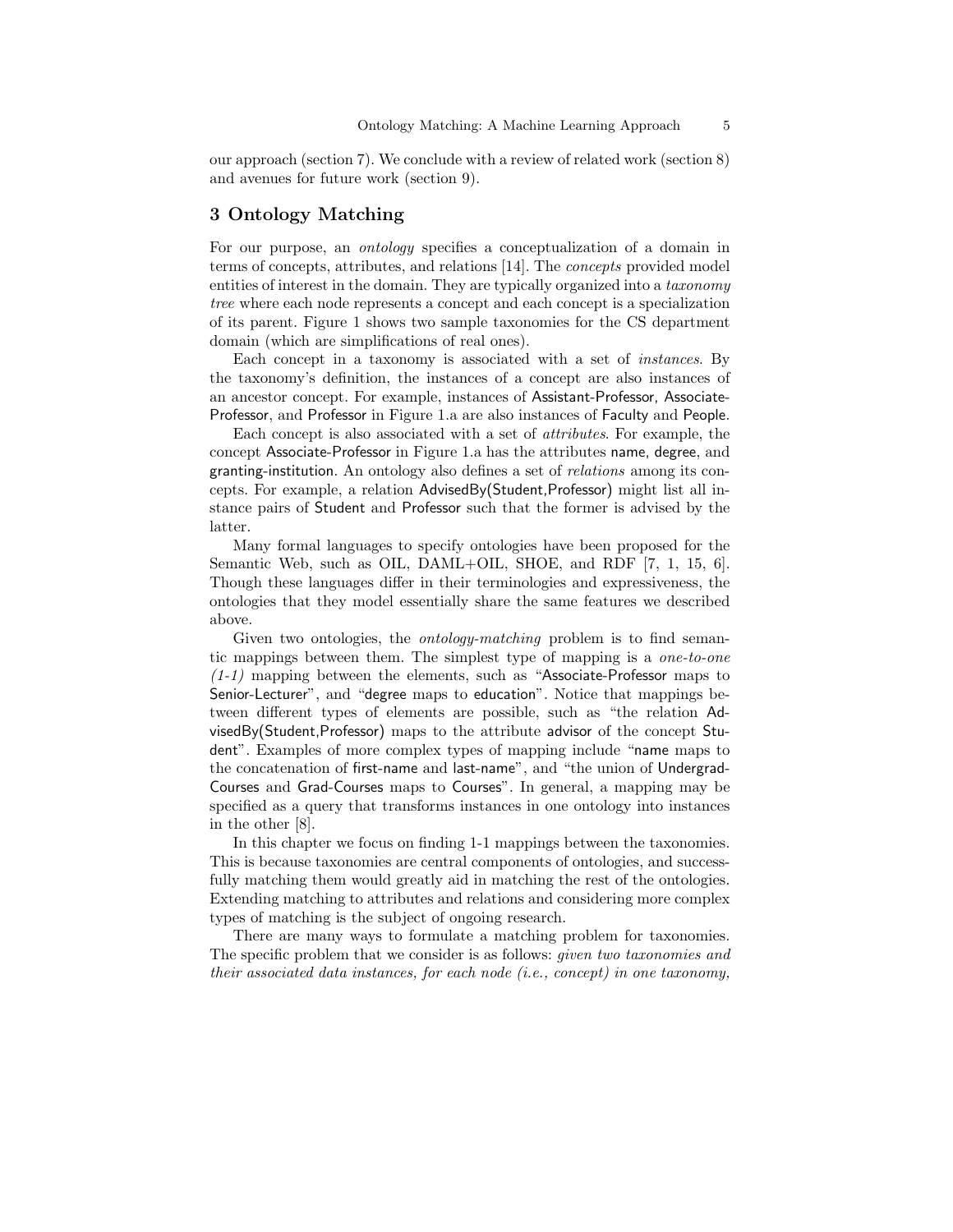our approach (section 7). We conclude with a review of related work (section 8) and avenues for future work (section 9).

## 3 Ontology Matching

For our purpose, an *ontology* specifies a conceptualization of a domain in terms of concepts, attributes, and relations [14]. The *concepts* provided model entities of interest in the domain. They are typically organized into a *taxonomy tree* where each node represents a concept and each concept is a specialization of its parent. Figure 1 shows two sample taxonomies for the CS department domain (which are simplifications of real ones).

Each concept in a taxonomy is associated with a set of *instances*. By the taxonomy's definition, the instances of a concept are also instances of an ancestor concept. For example, instances of Assistant-Professor, Associate-Professor, and Professor in Figure 1.a are also instances of Faculty and People.

Each concept is also associated with a set of *attributes*. For example, the concept Associate-Professor in Figure 1.a has the attributes name, degree, and granting-institution. An ontology also defines a set of *relations* among its concepts. For example, a relation AdvisedBy(Student,Professor) might list all instance pairs of Student and Professor such that the former is advised by the latter.

Many formal languages to specify ontologies have been proposed for the Semantic Web, such as OIL, DAML+OIL, SHOE, and RDF [7, 1, 15, 6]. Though these languages differ in their terminologies and expressiveness, the ontologies that they model essentially share the same features we described above.

Given two ontologies, the *ontology-matching* problem is to find semantic mappings between them. The simplest type of mapping is a *one-to-one (1-1)* mapping between the elements, such as "Associate-Professor maps to Senior-Lecturer", and "degree maps to education". Notice that mappings between different types of elements are possible, such as "the relation AdvisedBy(Student,Professor) maps to the attribute advisor of the concept Student". Examples of more complex types of mapping include "name maps to the concatenation of first-name and last-name", and "the union of Undergrad-Courses and Grad-Courses maps to Courses". In general, a mapping may be specified as a query that transforms instances in one ontology into instances in the other [8].

In this chapter we focus on finding 1-1 mappings between the taxonomies. This is because taxonomies are central components of ontologies, and successfully matching them would greatly aid in matching the rest of the ontologies. Extending matching to attributes and relations and considering more complex types of matching is the subject of ongoing research.

There are many ways to formulate a matching problem for taxonomies. The specific problem that we consider is as follows: *given two taxonomies and their associated data instances, for each node (i.e., concept) in one taxonomy,*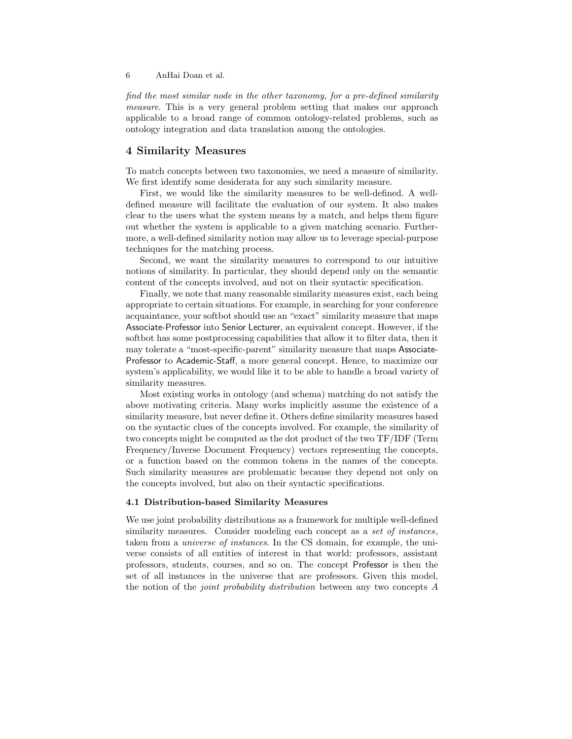*find the most similar node in the other taxonomy, for a pre-defined similarity measure*. This is a very general problem setting that makes our approach applicable to a broad range of common ontology-related problems, such as ontology integration and data translation among the ontologies.

## 4 Similarity Measures

To match concepts between two taxonomies, we need a measure of similarity. We first identify some desiderata for any such similarity measure.

First, we would like the similarity measures to be well-defined. A well-defined measure will facilitate the evaluation of our system. It also makes clear to the users what the system means by a match, and helps them figure out whether the system is applicable to a given matching scenario. Furthermore, a well-defined similarity notion may allow us to leverage special-purpose techniques for the matching process.

Second, we want the similarity measures to correspond to our intuitive notions of similarity. In particular, they should depend only on the semantic content of the concepts involved, and not on their syntactic specification.

Finally, we note that many reasonable similarity measures exist, each being appropriate to certain situations. For example, in searching for your conference acquaintance, your softbot should use an "exact" similarity measure that maps Associate-Professor into Senior Lecturer, an equivalent concept. However, if the softbot has some postprocessing capabilities that allow it to filter data, then it may tolerate a "most-specific-parent" similarity measure that maps Associate-Professor to Academic-Staff, a more general concept. Hence, to maximize our system's applicability, we would like it to be able to handle a broad variety of similarity measures.

Most existing works in ontology (and schema) matching do not satisfy the above motivating criteria. Many works implicitly assume the existence of a similarity measure, but never define it. Others define similarity measures based on the syntactic clues of the concepts involved. For example, the similarity of two concepts might be computed as the dot product of the two TF/IDF (Term Frequency/Inverse Document Frequency) vectors representing the concepts, or a function based on the common tokens in the names of the concepts. Such similarity measures are problematic because they depend not only on the concepts involved, but also on their syntactic specifications.

### 4.1 Distribution-based Similarity Measures

We use joint probability distributions as a framework for multiple well-defined similarity measures. Consider modeling each concept as a *set of instances*, taken from a *universe of instances*. In the CS domain, for example, the universe consists of all entities of interest in that world: professors, assistant professors, students, courses, and so on. The concept Professor is then the set of all instances in the universe that are professors. Given this model, the notion of the *joint probability distribution* between any two concepts $A$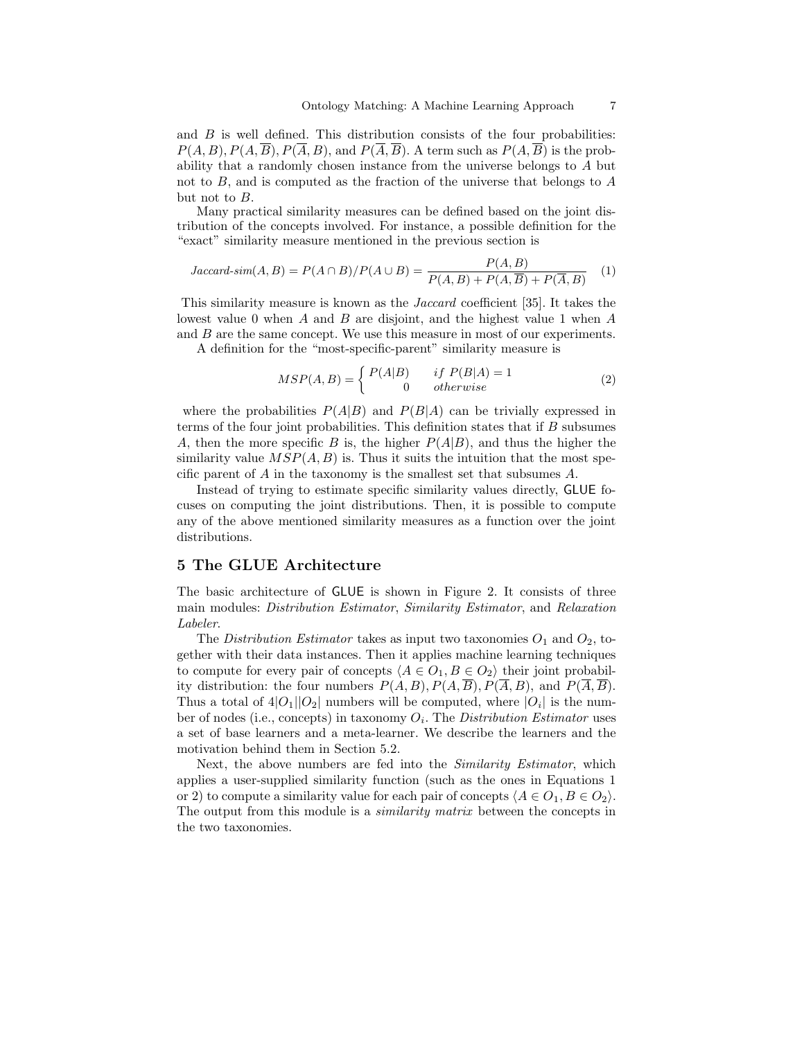and $B$ is well defined. This distribution consists of the four probabilities: $P(A, B), P(A, \overline{B}), P(\overline{A}, B)$, and $P(\overline{A}, \overline{B})$. A term such as $P(A, \overline{B})$ is the probability that a randomly chosen instance from the universe belongs to $A$ but not to $B$, and is computed as the fraction of the universe that belongs to $A$ but not to $B$.

Many practical similarity measures can be defined based on the joint distribution of the concepts involved. For instance, a possible definition for the "exact" similarity measure mentioned in the previous section is

$$\textit{Jaccard-sim}(A, B) = P(A \cap B)/P(A \cup B) = \frac{P(A, B)}{P(A, B) + P(A, \overline{B}) + P(\overline{A}, B)} \quad (1)$$

This similarity measure is known as the *Jaccard* coefficient [35]. It takes the lowest value 0 when $A$ and $B$ are disjoint, and the highest value 1 when $A$ and $B$ are the same concept. We use this measure in most of our experiments.

A definition for the "most-specific-parent" similarity measure is

$$MSP(A, B) = \begin{cases} P(A|B) & \textit{if } P(B|A) = 1 \\ 0 & \textit{otherwise} \end{cases} \quad (2)$$

where the probabilities $P(A|B)$ and $P(B|A)$ can be trivially expressed in terms of the four joint probabilities. This definition states that if $B$ subsumes $A$, then the more specific $B$ is, the higher $P(A|B)$, and thus the higher the similarity value $MSP(A, B)$ is. Thus it suits the intuition that the most specific parent of $A$ in the taxonomy is the smallest set that subsumes $A$.

Instead of trying to estimate specific similarity values directly, GLUE focuses on computing the joint distributions. Then, it is possible to compute any of the above mentioned similarity measures as a function over the joint distributions.

## 5 The GLUE Architecture

The basic architecture of GLUE is shown in Figure 2. It consists of three main modules: *Distribution Estimator*, *Similarity Estimator*, and *Relaxation Labeler*.

The *Distribution Estimator* takes as input two taxonomies $O_1$ and $O_2$, together with their data instances. Then it applies machine learning techniques to compute for every pair of concepts $\langle A \in O_1, B \in O_2 \rangle$ their joint probability distribution: the four numbers $P(A, B), P(A, \overline{B}), P(\overline{A}, B)$, and $P(\overline{A}, \overline{B})$. Thus a total of $4|O_1||O_2|$ numbers will be computed, where $|O_i|$ is the number of nodes (i.e., concepts) in taxonomy $O_i$. The *Distribution Estimator* uses a set of base learners and a meta-learner. We describe the learners and the motivation behind them in Section 5.2.

Next, the above numbers are fed into the *Similarity Estimator*, which applies a user-supplied similarity function (such as the ones in Equations 1 or 2) to compute a similarity value for each pair of concepts $\langle A \in O_1, B \in O_2 \rangle$. The output from this module is a *similarity matrix* between the concepts in the two taxonomies.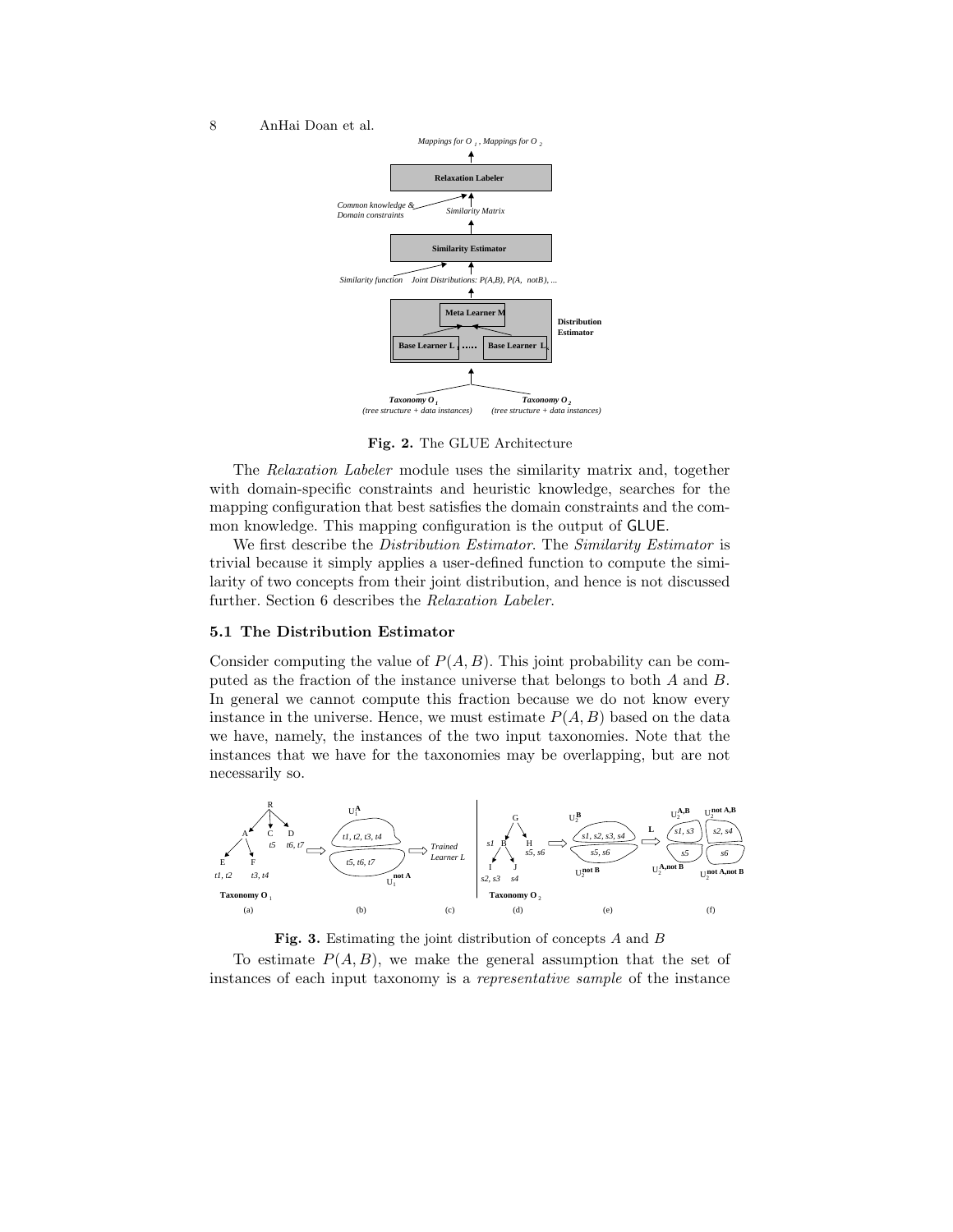**Fig. 2.** The GLUE Architecture

The *Relaxation Labeler* module uses the similarity matrix and, together with domain-specific constraints and heuristic knowledge, searches for the mapping configuration that best satisfies the domain constraints and the common knowledge. This mapping configuration is the output of GLUE.

We first describe the *Distribution Estimator*. The *Similarity Estimator* is trivial because it simply applies a user-defined function to compute the similarity of two concepts from their joint distribution, and hence is not discussed further. Section 6 describes the *Relaxation Labeler*.

### 5.1 The Distribution Estimator

Consider computing the value of $P(A, B)$. This joint probability can be computed as the fraction of the instance universe that belongs to both $A$ and $B$. In general we cannot compute this fraction because we do not know every instance in the universe. Hence, we must estimate $P(A, B)$ based on the data we have, namely, the instances of the two input taxonomies. Note that the instances that we have for the taxonomies may be overlapping, but are not necessarily so.

**Fig. 3.** Estimating the joint distribution of concepts $A$ and $B$

To estimate $P(A, B)$, we make the general assumption that the set of instances of each input taxonomy is a *representative sample* of the instance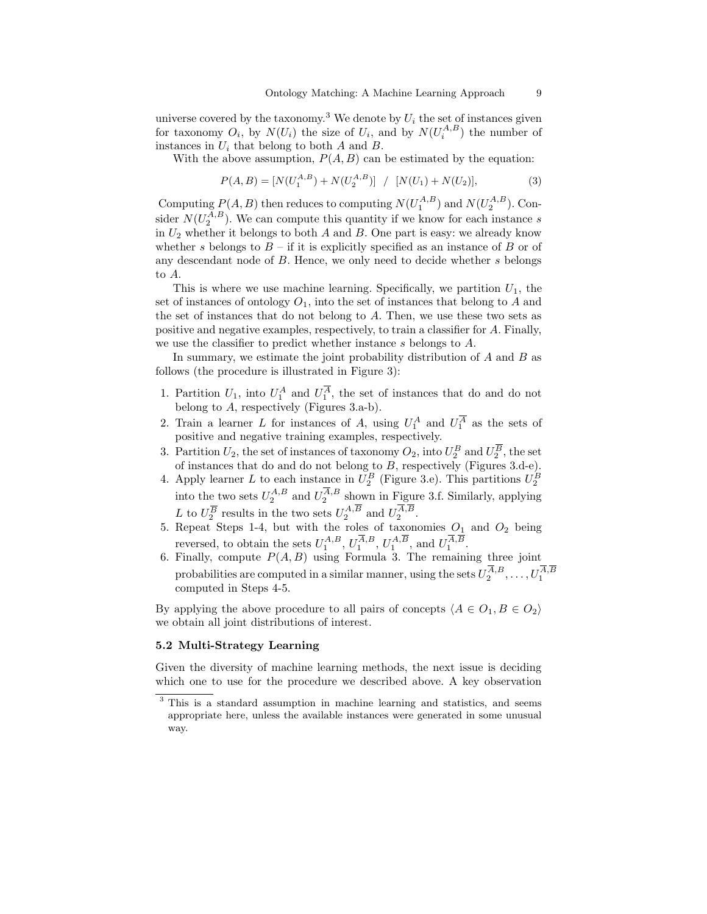universe covered by the taxonomy.[3] We denote by $U_i$ the set of instances given for taxonomy $O_i$, by $N(U_i)$ the size of $U_i$, and by $N(U_i^{A,B})$ the number of instances in $U_i$ that belong to both $A$ and $B$.

With the above assumption, $P(A, B)$ can be estimated by the equation:

$$P(A, B) = [N(U_1^{A,B}) + N(U_2^{A,B})] \ \ / \ \ [N(U_1) + N(U_2)], \tag{3}$$

Computing $P(A, B)$ then reduces to computing $N(U_1^{A,B})$ and $N(U_2^{A,B})$. Consider $N(U_2^{A,B})$. We can compute this quantity if we know for each instance $s$ in $U_2$ whether it belongs to both $A$ and $B$. One part is easy: we already know whether $s$ belongs to $B$ – if it is explicitly specified as an instance of $B$ or of any descendant node of $B$. Hence, we only need to decide whether $s$ belongs to $A$.

This is where we use machine learning. Specifically, we partition $U_1$, the set of instances of ontology $O_1$, into the set of instances that belong to $A$ and the set of instances that do not belong to $A$. Then, we use these two sets as positive and negative examples, respectively, to train a classifier for $A$. Finally, we use the classifier to predict whether instance $s$ belongs to $A$.

In summary, we estimate the joint probability distribution of $A$ and $B$ as follows (the procedure is illustrated in Figure 3):

1. Partition $U_1$, into $U_1^A$ and $U_1^{\overline{A}}$, the set of instances that do and do not belong to $A$, respectively (Figures 3.a-b).
2. Train a learner $L$ for instances of $A$, using $U_1^A$ and $U_1^{\overline{A}}$ as the sets of positive and negative training examples, respectively.
3. Partition $U_2$, the set of instances of taxonomy $O_2$, into $U_2^B$ and $U_2^{\overline{B}}$, the set of instances that do and do not belong to $B$, respectively (Figures 3.d-e).
4. Apply learner $L$ to each instance in $U_2^B$ (Figure 3.e). This partitions $U_2^B$ into the two sets $U_2^{A,B}$ and $U_2^{\overline{A},B}$ shown in Figure 3.f. Similarly, applying $L$ to $U_2^{\overline{B}}$ results in the two sets $U_2^{A,\overline{B}}$ and $U_2^{\overline{A},\overline{B}}$.
5. Repeat Steps 1-4, but with the roles of taxonomies $O_1$ and $O_2$ being reversed, to obtain the sets $U_1^{A,B}$, $U_1^{\overline{A},B}$, $U_1^{A,\overline{B}}$, and $U_1^{\overline{A},\overline{B}}$.
6. Finally, compute $P(A, B)$ using Formula 3. The remaining three joint probabilities are computed in a similar manner, using the sets $U_2^{\overline{A},B}, \ldots, U_1^{\overline{A},\overline{B}}$ computed in Steps 4-5.

By applying the above procedure to all pairs of concepts $\langle A \in O_1, B \in O_2 \rangle$ we obtain all joint distributions of interest.

### 5.2 Multi-Strategy Learning

Given the diversity of machine learning methods, the next issue is deciding which one to use for the procedure we described above. A key observation

[3] This is a standard assumption in machine learning and statistics, and seems appropriate here, unless the available instances were generated in some unusual way.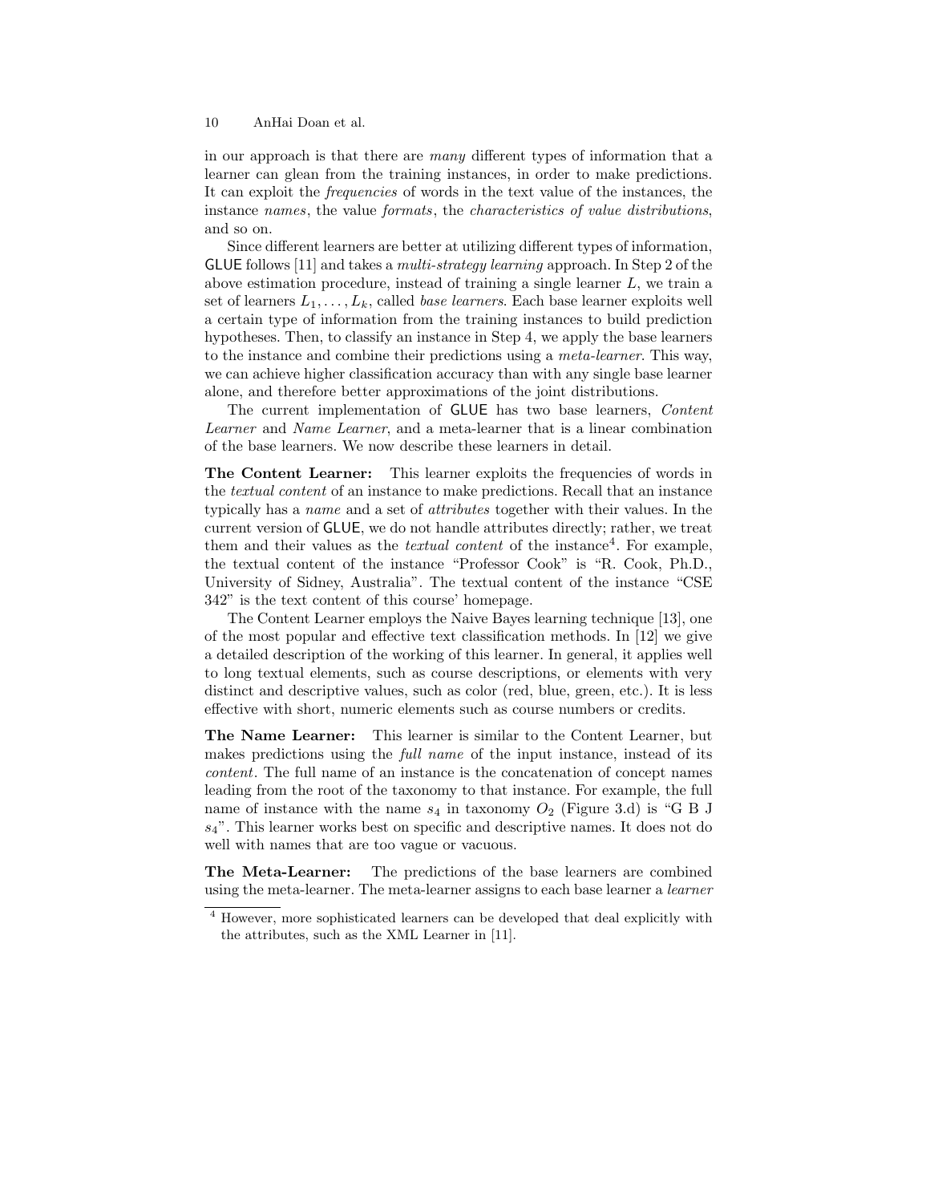in our approach is that there are *many* different types of information that a learner can glean from the training instances, in order to make predictions. It can exploit the *frequencies* of words in the text value of the instances, the instance *names*, the value *formats*, the *characteristics of value distributions*, and so on.

Since different learners are better at utilizing different types of information, GLUE follows [11] and takes a *multi-strategy learning* approach. In Step 2 of the above estimation procedure, instead of training a single learner $L$, we train a set of learners $L_1, \ldots, L_k$, called *base learners*. Each base learner exploits well a certain type of information from the training instances to build prediction hypotheses. Then, to classify an instance in Step 4, we apply the base learners to the instance and combine their predictions using a *meta-learner*. This way, we can achieve higher classification accuracy than with any single base learner alone, and therefore better approximations of the joint distributions.

The current implementation of GLUE has two base learners, *Content Learner* and *Name Learner*, and a meta-learner that is a linear combination of the base learners. We now describe these learners in detail.

**The Content Learner:** This learner exploits the frequencies of words in the *textual content* of an instance to make predictions. Recall that an instance typically has a *name* and a set of *attributes* together with their values. In the current version of GLUE, we do not handle attributes directly; rather, we treat them and their values as the *textual content* of the instance[4]. For example, the textual content of the instance "Professor Cook" is "R. Cook, Ph.D., University of Sidney, Australia". The textual content of the instance "CSE 342" is the text content of this course' homepage.

The Content Learner employs the Naive Bayes learning technique [13], one of the most popular and effective text classification methods. In [12] we give a detailed description of the working of this learner. In general, it applies well to long textual elements, such as course descriptions, or elements with very distinct and descriptive values, such as color (red, blue, green, etc.). It is less effective with short, numeric elements such as course numbers or credits.

**The Name Learner:** This learner is similar to the Content Learner, but makes predictions using the *full name* of the input instance, instead of its *content*. The full name of an instance is the concatenation of concept names leading from the root of the taxonomy to that instance. For example, the full name of instance with the name $s_4$ in taxonomy $O_2$ (Figure 3.d) is "G B J $s_4$". This learner works best on specific and descriptive names. It does not do well with names that are too vague or vacuous.

**The Meta-Learner:** The predictions of the base learners are combined using the meta-learner. The meta-learner assigns to each base learner a *learner*

[4] However, more sophisticated learners can be developed that deal explicitly with the attributes, such as the XML Learner in [11].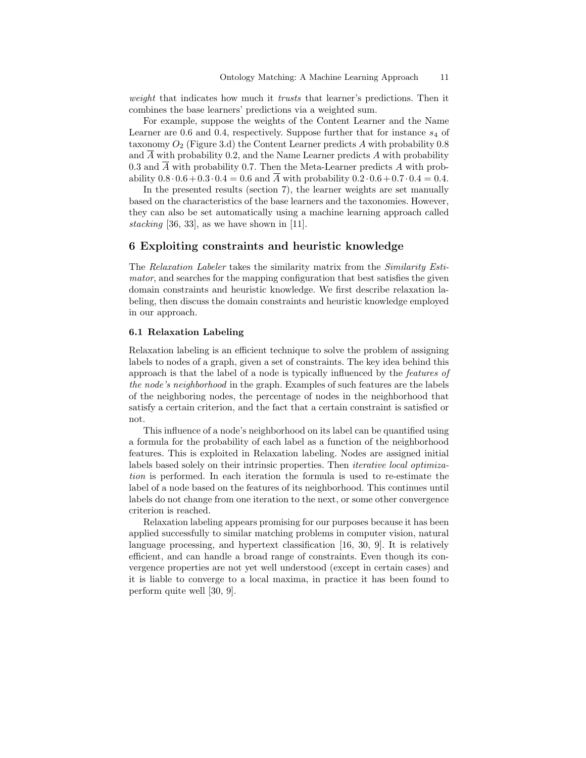*weight* that indicates how much it *trusts* that learner's predictions. Then it combines the base learners' predictions via a weighted sum.

For example, suppose the weights of the Content Learner and the Name Learner are 0.6 and 0.4, respectively. Suppose further that for instance $s_4$ of taxonomy $O_2$ (Figure 3.d) the Content Learner predicts $A$ with probability 0.8 and $\overline{A}$ with probability 0.2, and the Name Learner predicts $A$ with probability 0.3 and $\overline{A}$ with probability 0.7. Then the Meta-Learner predicts $A$ with probability $0.8 \cdot 0.6 + 0.3 \cdot 0.4 = 0.6$ and $\overline{A}$ with probability $0.2 \cdot 0.6 + 0.7 \cdot 0.4 = 0.4$.

In the presented results (section 7), the learner weights are set manually based on the characteristics of the base learners and the taxonomies. However, they can also be set automatically using a machine learning approach called *stacking* [36, 33], as we have shown in [11].

## 6 Exploiting constraints and heuristic knowledge

The *Relaxation Labeler* takes the similarity matrix from the *Similarity Estimator*, and searches for the mapping configuration that best satisfies the given domain constraints and heuristic knowledge. We first describe relaxation labeling, then discuss the domain constraints and heuristic knowledge employed in our approach.

### 6.1 Relaxation Labeling

Relaxation labeling is an efficient technique to solve the problem of assigning labels to nodes of a graph, given a set of constraints. The key idea behind this approach is that the label of a node is typically influenced by the *features of the node's neighborhood* in the graph. Examples of such features are the labels of the neighboring nodes, the percentage of nodes in the neighborhood that satisfy a certain criterion, and the fact that a certain constraint is satisfied or not.

This influence of a node's neighborhood on its label can be quantified using a formula for the probability of each label as a function of the neighborhood features. This is exploited in Relaxation labeling. Nodes are assigned initial labels based solely on their intrinsic properties. Then *iterative local optimization* is performed. In each iteration the formula is used to re-estimate the label of a node based on the features of its neighborhood. This continues until labels do not change from one iteration to the next, or some other convergence criterion is reached.

Relaxation labeling appears promising for our purposes because it has been applied successfully to similar matching problems in computer vision, natural language processing, and hypertext classification [16, 30, 9]. It is relatively efficient, and can handle a broad range of constraints. Even though its convergence properties are not yet well understood (except in certain cases) and it is liable to converge to a local maxima, in practice it has been found to perform quite well [30, 9].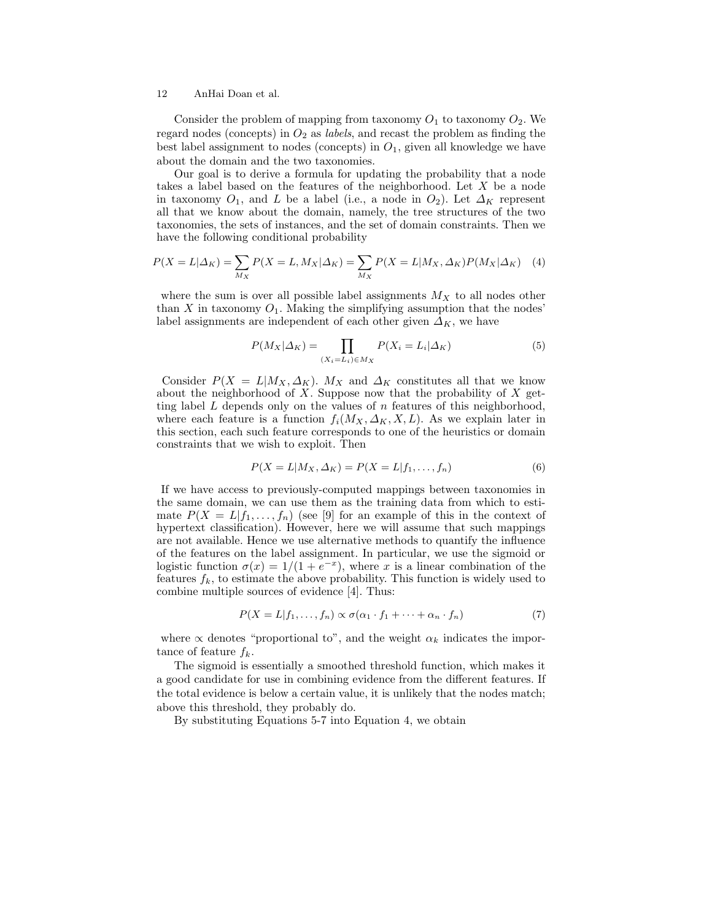Consider the problem of mapping from taxonomy $O_1$ to taxonomy $O_2$. We regard nodes (concepts) in $O_2$ as *labels*, and recast the problem as finding the best label assignment to nodes (concepts) in $O_1$, given all knowledge we have about the domain and the two taxonomies.

Our goal is to derive a formula for updating the probability that a node takes a label based on the features of the neighborhood. Let $X$ be a node in taxonomy $O_1$, and $L$ be a label (i.e., a node in $O_2$). Let $\Delta_K$ represent all that we know about the domain, namely, the tree structures of the two taxonomies, the sets of instances, and the set of domain constraints. Then we have the following conditional probability

$$P(X = L|\Delta_K) = \sum_{M_X} P(X = L, M_X|\Delta_K) = \sum_{M_X} P(X = L|M_X, \Delta_K)P(M_X|\Delta_K) \quad (4)$$

where the sum is over all possible label assignments $M_X$ to all nodes other than $X$ in taxonomy $O_1$. Making the simplifying assumption that the nodes' label assignments are independent of each other given $\Delta_K$, we have

$$P(M_X|\Delta_K) = \prod_{(X_i = L_i) \in M_X} P(X_i = L_i|\Delta_K) \quad (5)$$

Consider $P(X = L|M_X, \Delta_K)$. $M_X$ and $\Delta_K$ constitutes all that we know about the neighborhood of $X$. Suppose now that the probability of $X$ getting label $L$ depends only on the values of $n$ features of this neighborhood, where each feature is a function $f_i(M_X, \Delta_K, X, L)$. As we explain later in this section, each such feature corresponds to one of the heuristics or domain constraints that we wish to exploit. Then

$$P(X = L|M_X, \Delta_K) = P(X = L|f_1, \ldots, f_n) \quad (6)$$

If we have access to previously-computed mappings between taxonomies in the same domain, we can use them as the training data from which to estimate $P(X = L|f_1, \ldots, f_n)$ (see [9] for an example of this in the context of hypertext classification). However, here we will assume that such mappings are not available. Hence we use alternative methods to quantify the influence of the features on the label assignment. In particular, we use the sigmoid or logistic function $\sigma(x) = 1/(1 + e^{-x})$, where $x$ is a linear combination of the features $f_k$, to estimate the above probability. This function is widely used to combine multiple sources of evidence [4]. Thus:

$$P(X = L|f_1, \ldots, f_n) \propto \sigma(\alpha_1 \cdot f_1 + \cdots + \alpha_n \cdot f_n) \quad (7)$$

where $\propto$ denotes "proportional to", and the weight $\alpha_k$ indicates the importance of feature $f_k$.

The sigmoid is essentially a smoothed threshold function, which makes it a good candidate for use in combining evidence from the different features. If the total evidence is below a certain value, it is unlikely that the nodes match; above this threshold, they probably do.

By substituting Equations 5-7 into Equation 4, we obtain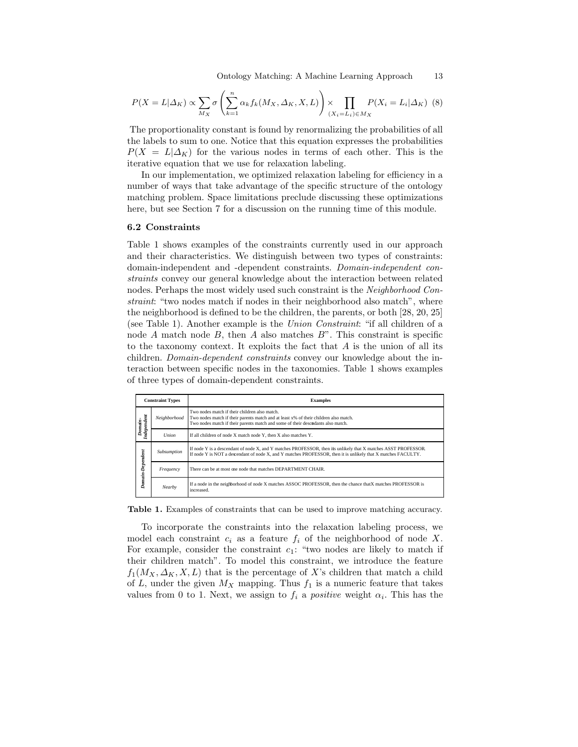$$P(X = L|\Delta_K) \propto \sum_{M_X} \sigma\left(\sum_{k=1}^{n} \alpha_k f_k(M_X, \Delta_K, X, L)\right) \times \prod_{(X_i = L_i) \in M_X} P(X_i = L_i|\Delta_K) \quad (8)$$

The proportionality constant is found by renormalizing the probabilities of all the labels to sum to one. Notice that this equation expresses the probabilities $P(X = L|\Delta_K)$ for the various nodes in terms of each other. This is the iterative equation that we use for relaxation labeling.

In our implementation, we optimized relaxation labeling for efficiency in a number of ways that take advantage of the specific structure of the ontology matching problem. Space limitations preclude discussing these optimizations here, but see Section 7 for a discussion on the running time of this module.

### 6.2 Constraints

Table 1 shows examples of the constraints currently used in our approach and their characteristics. We distinguish between two types of constraints: domain-independent and -dependent constraints. *Domain-independent constraints* convey our general knowledge about the interaction between related nodes. Perhaps the most widely used such constraint is the *Neighborhood Constraint*: "two nodes match if nodes in their neighborhood also match", where the neighborhood is defined to be the children, the parents, or both [28, 20, 25] (see Table 1). Another example is the *Union Constraint*: "if all children of a node $A$ match node $B$, then $A$ also matches $B$". This constraint is specific to the taxonomy context. It exploits the fact that $A$ is the union of all its children. *Domain-dependent constraints* convey our knowledge about the interaction between specific nodes in the taxonomies. Table 1 shows examples of three types of domain-dependent constraints.

| Constraint Types | | Examples |
|---|---|---|
| **Domain-Independent** | *Neighborhood* | Two nodes match if their children also match.<br>Two nodes match if their parents match and at least x% of their children also match.<br>Two nodes match if their parents match and some of their descendants also match. |
| | *Union* | If all children of node X match node Y, then X also matches Y. |
| **Domain-Dependent** | *Subsumption* | If node Y is a descendant of node X, and Y matches PROFESSOR, then it is unlikely that X matches ASST PROFESSOR.<br>If node Y is NOT a descendant of node X, and Y matches PROFESSOR, then it is unlikely that X matches FACULTY. |
| | *Frequency* | There can be at most one node that matches DEPARTMENT CHAIR. |
| | *Nearby* | If a node in the neighborhood of node X matches ASSOC PROFESSOR, then the chance that X matches PROFESSOR is increased. |

**Table 1.** Examples of constraints that can be used to improve matching accuracy.

To incorporate the constraints into the relaxation labeling process, we model each constraint $c_i$ as a feature $f_i$ of the neighborhood of node $X$. For example, consider the constraint $c_1$: "two nodes are likely to match if their children match". To model this constraint, we introduce the feature $f_1(M_X, \Delta_K, X, L)$ that is the percentage of $X$'s children that match a child of $L$, under the given $M_X$ mapping. Thus $f_1$ is a numeric feature that takes values from 0 to 1. Next, we assign to $f_i$ a *positive* weight $\alpha_i$. This has the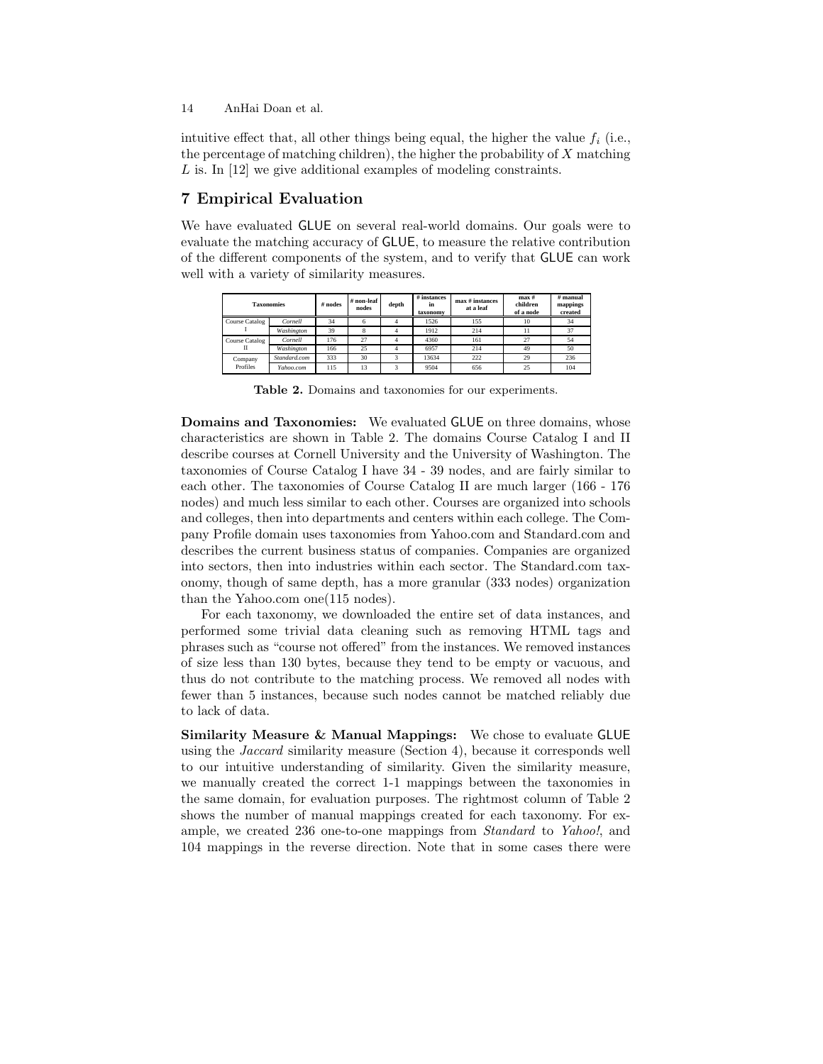intuitive effect that, all other things being equal, the higher the value $f_i$ (i.e., the percentage of matching children), the higher the probability of $X$ matching $L$ is. In [12] we give additional examples of modeling constraints.

## 7 Empirical Evaluation

We have evaluated GLUE on several real-world domains. Our goals were to evaluate the matching accuracy of GLUE, to measure the relative contribution of the different components of the system, and to verify that GLUE can work well with a variety of similarity measures.

| Taxonomies | | # nodes | # non-leaf nodes | depth | # instances in taxonomy | max # instances at a leaf | max # children of a node | # manual mappings created |
|---|---|---|---|---|---|---|---|---|
| Course Catalog I | *Cornell* | 34 | 6 | 4 | 1526 | 155 | 10 | 34 |
| | *Washington* | 39 | 8 | 4 | 1912 | 214 | 11 | 37 |
| Course Catalog II | *Cornell* | 176 | 27 | 4 | 4360 | 161 | 27 | 54 |
| | *Washington* | 166 | 25 | 4 | 6957 | 214 | 49 | 50 |
| Company Profiles | *Standard.com* | 333 | 30 | 3 | 13634 | 222 | 29 | 236 |
| | *Yahoo.com* | 115 | 13 | 3 | 9504 | 656 | 25 | 104 |

**Table 2.** Domains and taxonomies for our experiments.

**Domains and Taxonomies:** We evaluated GLUE on three domains, whose characteristics are shown in Table 2. The domains Course Catalog I and II describe courses at Cornell University and the University of Washington. The taxonomies of Course Catalog I have 34 - 39 nodes, and are fairly similar to each other. The taxonomies of Course Catalog II are much larger (166 - 176 nodes) and much less similar to each other. Courses are organized into schools and colleges, then into departments and centers within each college. The Company Profile domain uses taxonomies from Yahoo.com and Standard.com and describes the current business status of companies. Companies are organized into sectors, then into industries within each sector. The Standard.com taxonomy, though of same depth, has a more granular (333 nodes) organization than the Yahoo.com one(115 nodes).

For each taxonomy, we downloaded the entire set of data instances, and performed some trivial data cleaning such as removing HTML tags and phrases such as "course not offered" from the instances. We removed instances of size less than 130 bytes, because they tend to be empty or vacuous, and thus do not contribute to the matching process. We removed all nodes with fewer than 5 instances, because such nodes cannot be matched reliably due to lack of data.

**Similarity Measure & Manual Mappings:** We chose to evaluate GLUE using the *Jaccard* similarity measure (Section 4), because it corresponds well to our intuitive understanding of similarity. Given the similarity measure, we manually created the correct 1-1 mappings between the taxonomies in the same domain, for evaluation purposes. The rightmost column of Table 2 shows the number of manual mappings created for each taxonomy. For example, we created 236 one-to-one mappings from *Standard* to *Yahoo!*, and 104 mappings in the reverse direction. Note that in some cases there were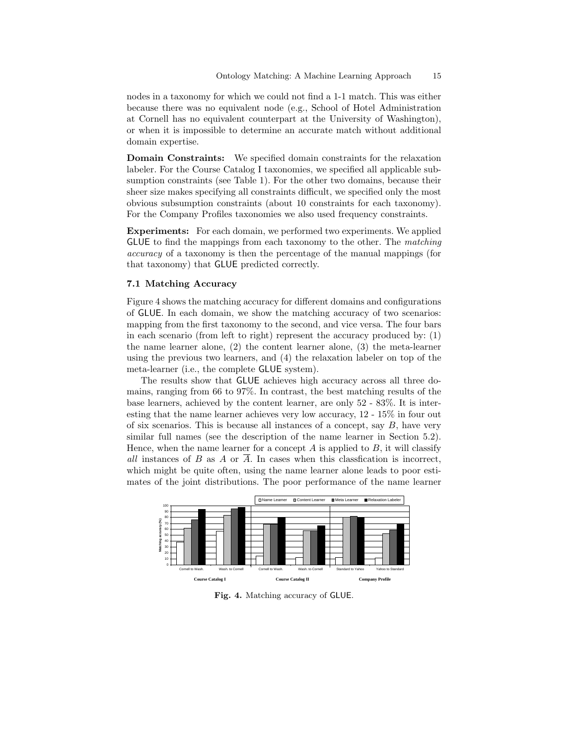nodes in a taxonomy for which we could not find a 1-1 match. This was either because there was no equivalent node (e.g., School of Hotel Administration at Cornell has no equivalent counterpart at the University of Washington), or when it is impossible to determine an accurate match without additional domain expertise.

**Domain Constraints:** We specified domain constraints for the relaxation labeler. For the Course Catalog I taxonomies, we specified all applicable subsumption constraints (see Table 1). For the other two domains, because their sheer size makes specifying all constraints difficult, we specified only the most obvious subsumption constraints (about 10 constraints for each taxonomy). For the Company Profiles taxonomies we also used frequency constraints.

**Experiments:** For each domain, we performed two experiments. We applied GLUE to find the mappings from each taxonomy to the other. The *matching accuracy* of a taxonomy is then the percentage of the manual mappings (for that taxonomy) that GLUE predicted correctly.

### 7.1 Matching Accuracy

Figure 4 shows the matching accuracy for different domains and configurations of GLUE. In each domain, we show the matching accuracy of two scenarios: mapping from the first taxonomy to the second, and vice versa. The four bars in each scenario (from left to right) represent the accuracy produced by: (1) the name learner alone, (2) the content learner alone, (3) the meta-learner using the previous two learners, and (4) the relaxation labeler on top of the meta-learner (i.e., the complete GLUE system).

The results show that GLUE achieves high accuracy across all three domains, ranging from 66 to 97%. In contrast, the best matching results of the base learners, achieved by the content learner, are only 52 - 83%. It is interesting that the name learner achieves very low accuracy, 12 - 15% in four out of six scenarios. This is because all instances of a concept, say $B$, have very similar full names (see the description of the name learner in Section 5.2). Hence, when the name learner for a concept $A$ is applied to $B$, it will classify *all* instances of $B$ as $A$ or $\overline{A}$. In cases when this classfication is incorrect, which might be quite often, using the name learner alone leads to poor estimates of the joint distributions. The poor performance of the name learner

**Fig. 4.** Matching accuracy of GLUE.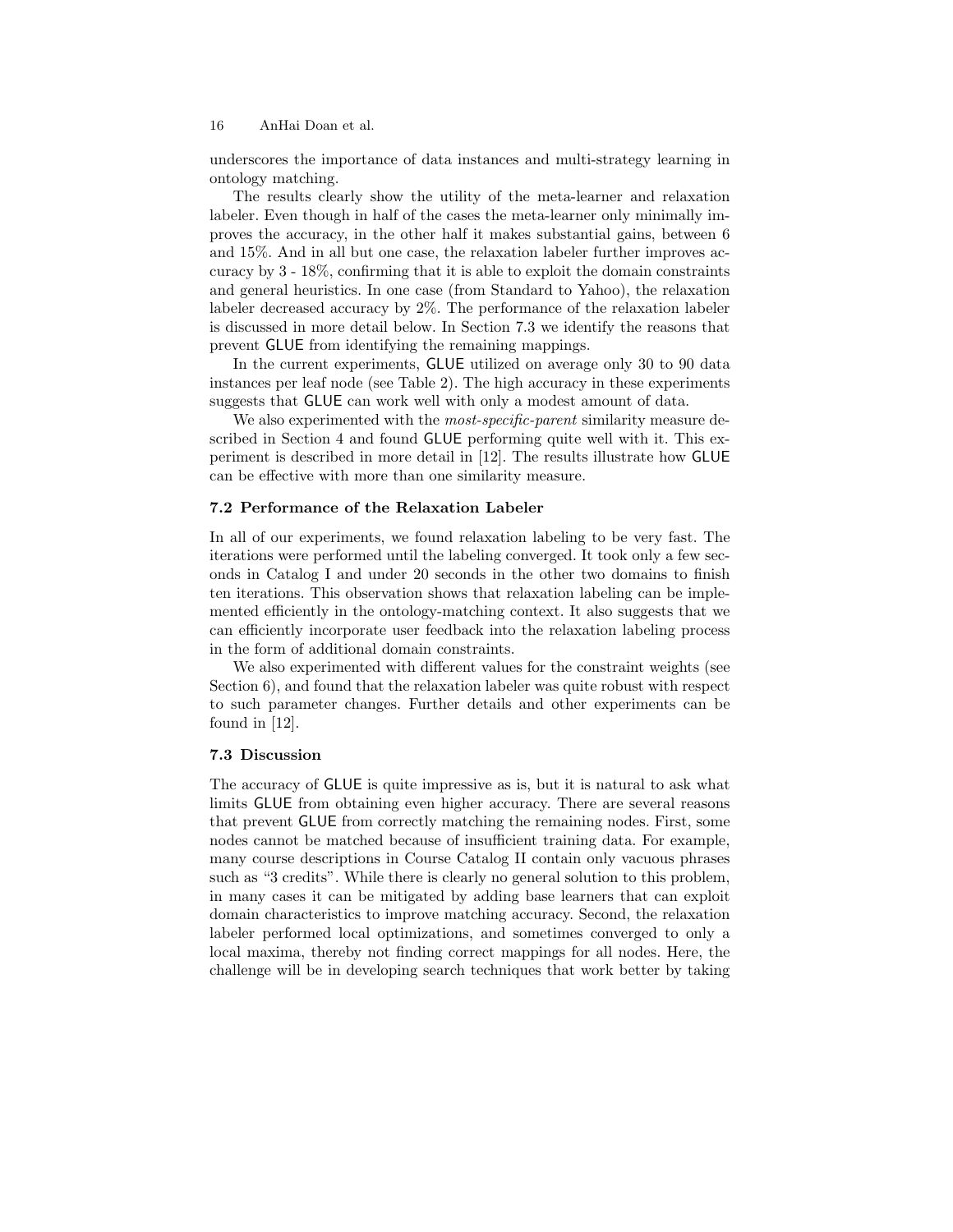underscores the importance of data instances and multi-strategy learning in ontology matching.

The results clearly show the utility of the meta-learner and relaxation labeler. Even though in half of the cases the meta-learner only minimally improves the accuracy, in the other half it makes substantial gains, between 6 and 15%. And in all but one case, the relaxation labeler further improves accuracy by 3 - 18%, confirming that it is able to exploit the domain constraints and general heuristics. In one case (from Standard to Yahoo), the relaxation labeler decreased accuracy by 2%. The performance of the relaxation labeler is discussed in more detail below. In Section 7.3 we identify the reasons that prevent GLUE from identifying the remaining mappings.

In the current experiments, GLUE utilized on average only 30 to 90 data instances per leaf node (see Table 2). The high accuracy in these experiments suggests that GLUE can work well with only a modest amount of data.

We also experimented with the *most-specific-parent* similarity measure described in Section 4 and found GLUE performing quite well with it. This experiment is described in more detail in [12]. The results illustrate how GLUE can be effective with more than one similarity measure.

### 7.2 Performance of the Relaxation Labeler

In all of our experiments, we found relaxation labeling to be very fast. The iterations were performed until the labeling converged. It took only a few seconds in Catalog I and under 20 seconds in the other two domains to finish ten iterations. This observation shows that relaxation labeling can be implemented efficiently in the ontology-matching context. It also suggests that we can efficiently incorporate user feedback into the relaxation labeling process in the form of additional domain constraints.

We also experimented with different values for the constraint weights (see Section 6), and found that the relaxation labeler was quite robust with respect to such parameter changes. Further details and other experiments can be found in [12].

### 7.3 Discussion

The accuracy of GLUE is quite impressive as is, but it is natural to ask what limits GLUE from obtaining even higher accuracy. There are several reasons that prevent GLUE from correctly matching the remaining nodes. First, some nodes cannot be matched because of insufficient training data. For example, many course descriptions in Course Catalog II contain only vacuous phrases such as "3 credits". While there is clearly no general solution to this problem, in many cases it can be mitigated by adding base learners that can exploit domain characteristics to improve matching accuracy. Second, the relaxation labeler performed local optimizations, and sometimes converged to only a local maxima, thereby not finding correct mappings for all nodes. Here, the challenge will be in developing search techniques that work better by taking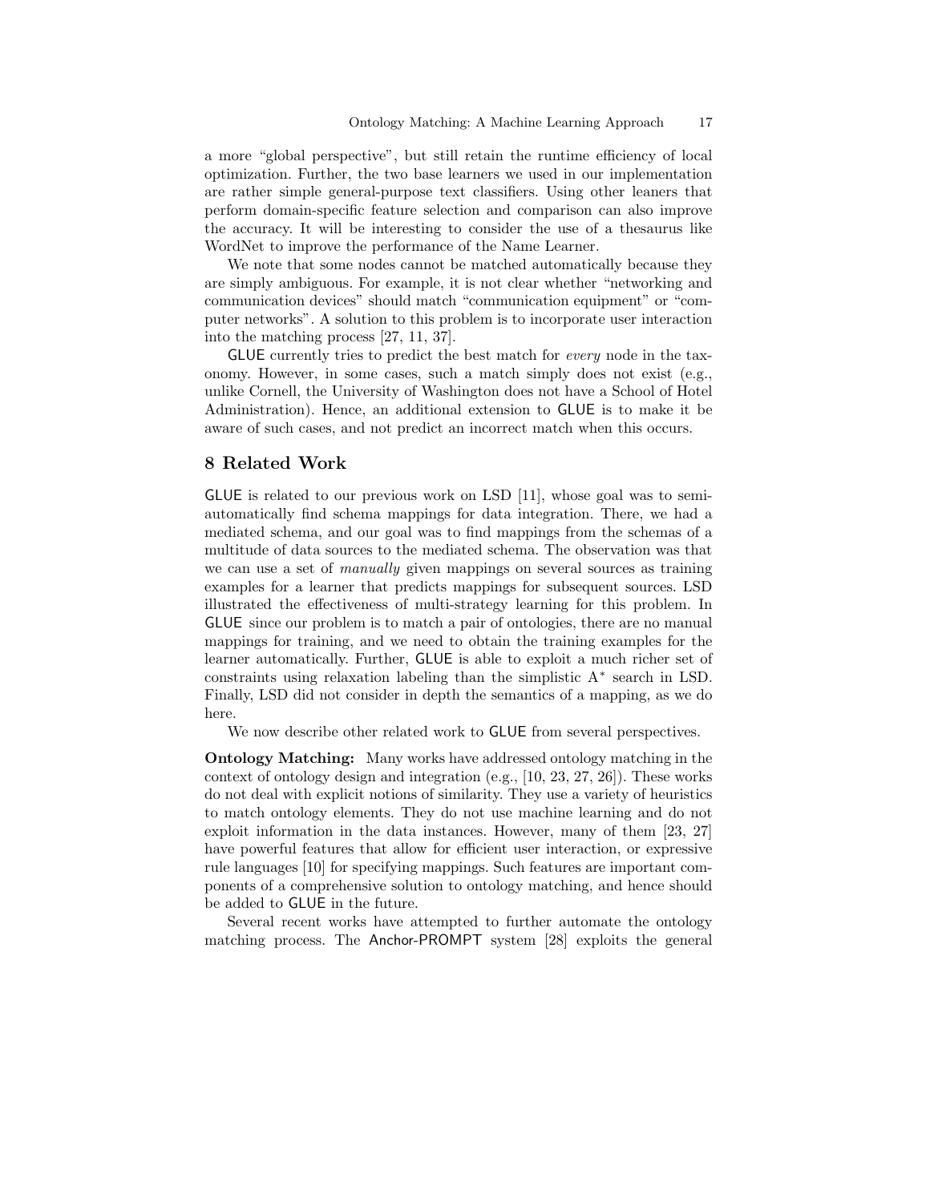a more "global perspective", but still retain the runtime efficiency of local optimization. Further, the two base learners we used in our implementation are rather simple general-purpose text classifiers. Using other leaners that perform domain-specific feature selection and comparison can also improve the accuracy. It will be interesting to consider the use of a thesaurus like WordNet to improve the performance of the Name Learner.

We note that some nodes cannot be matched automatically because they are simply ambiguous. For example, it is not clear whether "networking and communication devices" should match "communication equipment" or "computer networks". A solution to this problem is to incorporate user interaction into the matching process [27, 11, 37].

GLUE currently tries to predict the best match for *every* node in the taxonomy. However, in some cases, such a match simply does not exist (e.g., unlike Cornell, the University of Washington does not have a School of Hotel Administration). Hence, an additional extension to GLUE is to make it be aware of such cases, and not predict an incorrect match when this occurs.

## 8 Related Work

GLUE is related to our previous work on LSD [11], whose goal was to semi-automatically find schema mappings for data integration. There, we had a mediated schema, and our goal was to find mappings from the schemas of a multitude of data sources to the mediated schema. The observation was that we can use a set of *manually* given mappings on several sources as training examples for a learner that predicts mappings for subsequent sources. LSD illustrated the effectiveness of multi-strategy learning for this problem. In GLUE since our problem is to match a pair of ontologies, there are no manual mappings for training, and we need to obtain the training examples for the learner automatically. Further, GLUE is able to exploit a much richer set of constraints using relaxation labeling than the simplistic $A^*$ search in LSD. Finally, LSD did not consider in depth the semantics of a mapping, as we do here.

We now describe other related work to GLUE from several perspectives.

**Ontology Matching:** Many works have addressed ontology matching in the context of ontology design and integration (e.g., [10, 23, 27, 26]). These works do not deal with explicit notions of similarity. They use a variety of heuristics to match ontology elements. They do not use machine learning and do not exploit information in the data instances. However, many of them [23, 27] have powerful features that allow for efficient user interaction, or expressive rule languages [10] for specifying mappings. Such features are important components of a comprehensive solution to ontology matching, and hence should be added to GLUE in the future.

Several recent works have attempted to further automate the ontology matching process. The Anchor-PROMPT system [28] exploits the general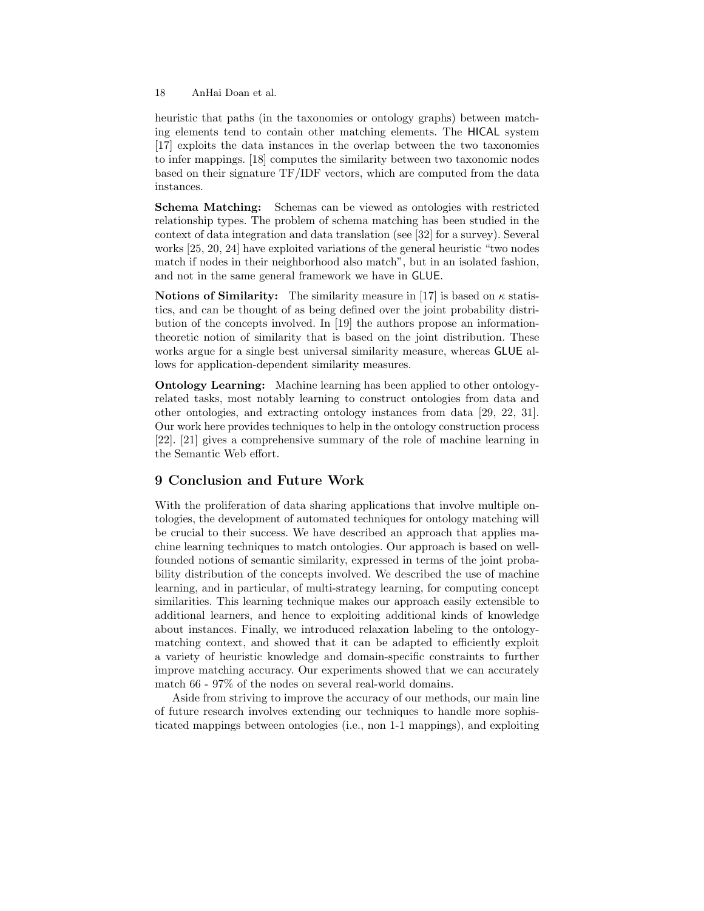heuristic that paths (in the taxonomies or ontology graphs) between matching elements tend to contain other matching elements. The HICAL system [17] exploits the data instances in the overlap between the two taxonomies to infer mappings. [18] computes the similarity between two taxonomic nodes based on their signature TF/IDF vectors, which are computed from the data instances.

**Schema Matching:** Schemas can be viewed as ontologies with restricted relationship types. The problem of schema matching has been studied in the context of data integration and data translation (see [32] for a survey). Several works [25, 20, 24] have exploited variations of the general heuristic "two nodes match if nodes in their neighborhood also match", but in an isolated fashion, and not in the same general framework we have in GLUE.

**Notions of Similarity:** The similarity measure in [17] is based on $\kappa$ statistics, and can be thought of as being defined over the joint probability distribution of the concepts involved. In [19] the authors propose an information-theoretic notion of similarity that is based on the joint distribution. These works argue for a single best universal similarity measure, whereas GLUE allows for application-dependent similarity measures.

**Ontology Learning:** Machine learning has been applied to other ontology-related tasks, most notably learning to construct ontologies from data and other ontologies, and extracting ontology instances from data [29, 22, 31]. Our work here provides techniques to help in the ontology construction process [22]. [21] gives a comprehensive summary of the role of machine learning in the Semantic Web effort.

## 9 Conclusion and Future Work

With the proliferation of data sharing applications that involve multiple ontologies, the development of automated techniques for ontology matching will be crucial to their success. We have described an approach that applies machine learning techniques to match ontologies. Our approach is based on well-founded notions of semantic similarity, expressed in terms of the joint probability distribution of the concepts involved. We described the use of machine learning, and in particular, of multi-strategy learning, for computing concept similarities. This learning technique makes our approach easily extensible to additional learners, and hence to exploiting additional kinds of knowledge about instances. Finally, we introduced relaxation labeling to the ontology-matching context, and showed that it can be adapted to efficiently exploit a variety of heuristic knowledge and domain-specific constraints to further improve matching accuracy. Our experiments showed that we can accurately match 66 - 97% of the nodes on several real-world domains.

Aside from striving to improve the accuracy of our methods, our main line of future research involves extending our techniques to handle more sophisticated mappings between ontologies (i.e., non 1-1 mappings), and exploiting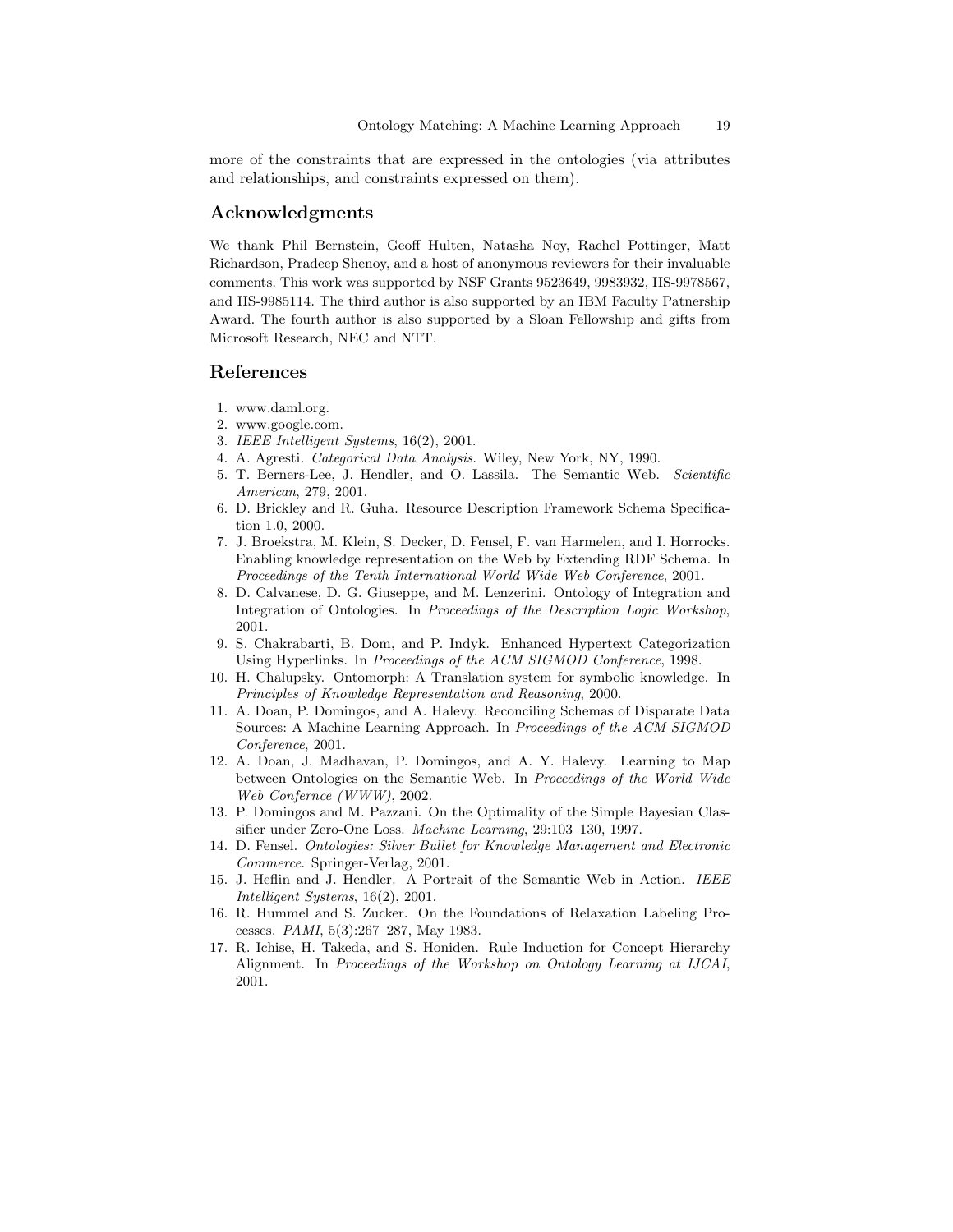more of the constraints that are expressed in the ontologies (via attributes and relationships, and constraints expressed on them).

## Acknowledgments

We thank Phil Bernstein, Geoff Hulten, Natasha Noy, Rachel Pottinger, Matt Richardson, Pradeep Shenoy, and a host of anonymous reviewers for their invaluable comments. This work was supported by NSF Grants 9523649, 9983932, IIS-9978567, and IIS-9985114. The third author is also supported by an IBM Faculty Patnership Award. The fourth author is also supported by a Sloan Fellowship and gifts from Microsoft Research, NEC and NTT.

## References

1. www.daml.org.
2. www.google.com.
3. *IEEE Intelligent Systems*, 16(2), 2001.
4. A. Agresti. *Categorical Data Analysis*. Wiley, New York, NY, 1990.
5. T. Berners-Lee, J. Hendler, and O. Lassila. The Semantic Web. *Scientific American*, 279, 2001.
6. D. Brickley and R. Guha. Resource Description Framework Schema Specification 1.0, 2000.
7. J. Broekstra, M. Klein, S. Decker, D. Fensel, F. van Harmelen, and I. Horrocks. Enabling knowledge representation on the Web by Extending RDF Schema. In *Proceedings of the Tenth International World Wide Web Conference*, 2001.
8. D. Calvanese, D. G. Giuseppe, and M. Lenzerini. Ontology of Integration and Integration of Ontologies. In *Proceedings of the Description Logic Workshop*, 2001.
9. S. Chakrabarti, B. Dom, and P. Indyk. Enhanced Hypertext Categorization Using Hyperlinks. In *Proceedings of the ACM SIGMOD Conference*, 1998.
10. H. Chalupsky. Ontomorph: A Translation system for symbolic knowledge. In *Principles of Knowledge Representation and Reasoning*, 2000.
11. A. Doan, P. Domingos, and A. Halevy. Reconciling Schemas of Disparate Data Sources: A Machine Learning Approach. In *Proceedings of the ACM SIGMOD Conference*, 2001.
12. A. Doan, J. Madhavan, P. Domingos, and A. Y. Halevy. Learning to Map between Ontologies on the Semantic Web. In *Proceedings of the World Wide Web Confernce (WWW)*, 2002.
13. P. Domingos and M. Pazzani. On the Optimality of the Simple Bayesian Classifier under Zero-One Loss. *Machine Learning*, 29:103–130, 1997.
14. D. Fensel. *Ontologies: Silver Bullet for Knowledge Management and Electronic Commerce*. Springer-Verlag, 2001.
15. J. Heflin and J. Hendler. A Portrait of the Semantic Web in Action. *IEEE Intelligent Systems*, 16(2), 2001.
16. R. Hummel and S. Zucker. On the Foundations of Relaxation Labeling Processes. *PAMI*, 5(3):267–287, May 1983.
17. R. Ichise, H. Takeda, and S. Honiden. Rule Induction for Concept Hierarchy Alignment. In *Proceedings of the Workshop on Ontology Learning at IJCAI*, 2001.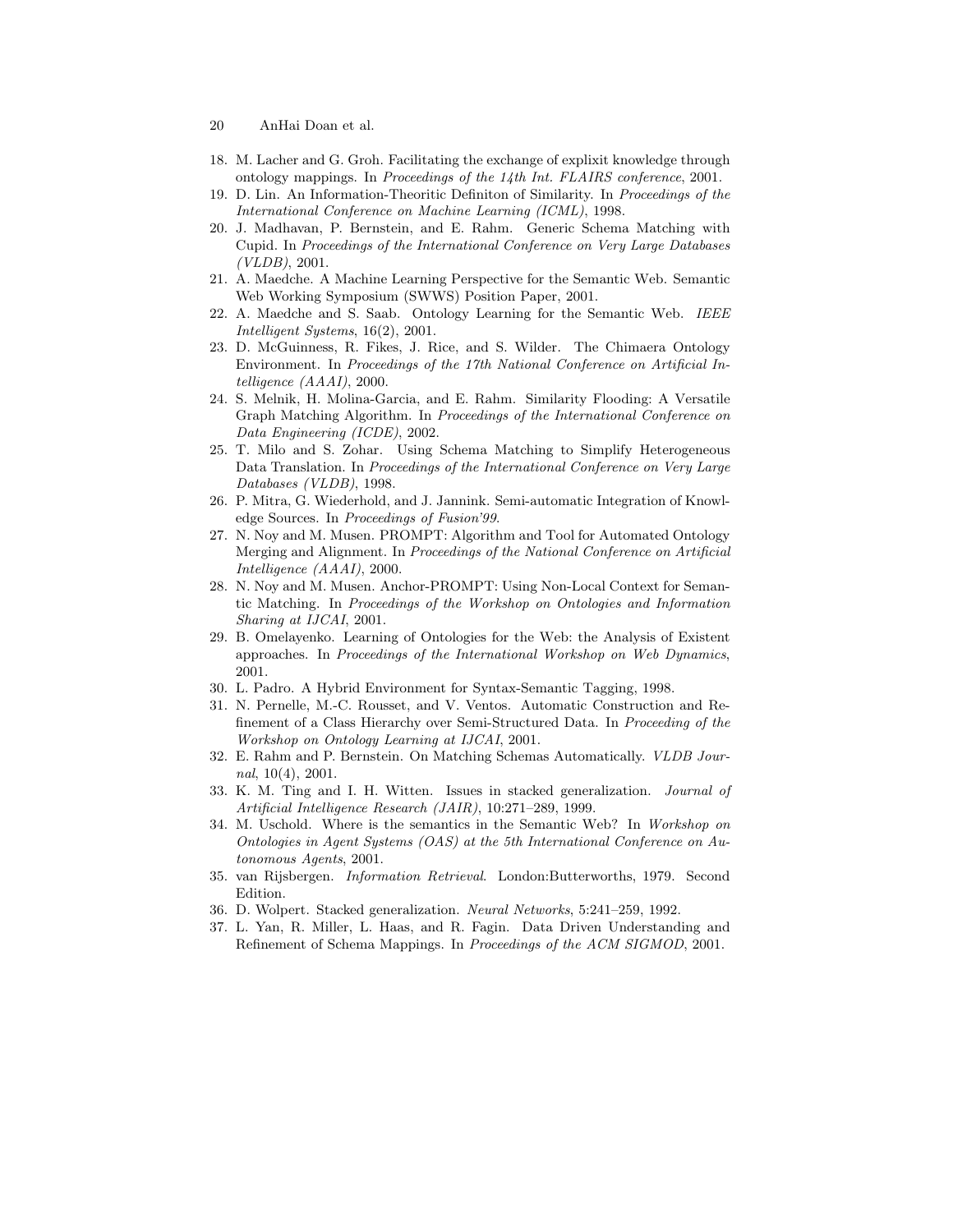18. M. Lacher and G. Groh. Facilitating the exchange of explixit knowledge through ontology mappings. In *Proceedings of the 14th Int. FLAIRS conference*, 2001.
19. D. Lin. An Information-Theoritic Definiton of Similarity. In *Proceedings of the International Conference on Machine Learning (ICML)*, 1998.
20. J. Madhavan, P. Bernstein, and E. Rahm. Generic Schema Matching with Cupid. In *Proceedings of the International Conference on Very Large Databases (VLDB)*, 2001.
21. A. Maedche. A Machine Learning Perspective for the Semantic Web. Semantic Web Working Symposium (SWWS) Position Paper, 2001.
22. A. Maedche and S. Saab. Ontology Learning for the Semantic Web. *IEEE Intelligent Systems*, 16(2), 2001.
23. D. McGuinness, R. Fikes, J. Rice, and S. Wilder. The Chimaera Ontology Environment. In *Proceedings of the 17th National Conference on Artificial Intelligence (AAAI)*, 2000.
24. S. Melnik, H. Molina-Garcia, and E. Rahm. Similarity Flooding: A Versatile Graph Matching Algorithm. In *Proceedings of the International Conference on Data Engineering (ICDE)*, 2002.
25. T. Milo and S. Zohar. Using Schema Matching to Simplify Heterogeneous Data Translation. In *Proceedings of the International Conference on Very Large Databases (VLDB)*, 1998.
26. P. Mitra, G. Wiederhold, and J. Jannink. Semi-automatic Integration of Knowledge Sources. In *Proceedings of Fusion'99*.
27. N. Noy and M. Musen. PROMPT: Algorithm and Tool for Automated Ontology Merging and Alignment. In *Proceedings of the National Conference on Artificial Intelligence (AAAI)*, 2000.
28. N. Noy and M. Musen. Anchor-PROMPT: Using Non-Local Context for Semantic Matching. In *Proceedings of the Workshop on Ontologies and Information Sharing at IJCAI*, 2001.
29. B. Omelayenko. Learning of Ontologies for the Web: the Analysis of Existent approaches. In *Proceedings of the International Workshop on Web Dynamics*, 2001.
30. L. Padro. A Hybrid Environment for Syntax-Semantic Tagging, 1998.
31. N. Pernelle, M.-C. Rousset, and V. Ventos. Automatic Construction and Refinement of a Class Hierarchy over Semi-Structured Data. In *Proceeding of the Workshop on Ontology Learning at IJCAI*, 2001.
32. E. Rahm and P. Bernstein. On Matching Schemas Automatically. *VLDB Journal*, 10(4), 2001.
33. K. M. Ting and I. H. Witten. Issues in stacked generalization. *Journal of Artificial Intelligence Research (JAIR)*, 10:271–289, 1999.
34. M. Uschold. Where is the semantics in the Semantic Web? In *Workshop on Ontologies in Agent Systems (OAS) at the 5th International Conference on Autonomous Agents*, 2001.
35. van Rijsbergen. *Information Retrieval*. London:Butterworths, 1979. Second Edition.
36. D. Wolpert. Stacked generalization. *Neural Networks*, 5:241–259, 1992.
37. L. Yan, R. Miller, L. Haas, and R. Fagin. Data Driven Understanding and Refinement of Schema Mappings. In *Proceedings of the ACM SIGMOD*, 2001.